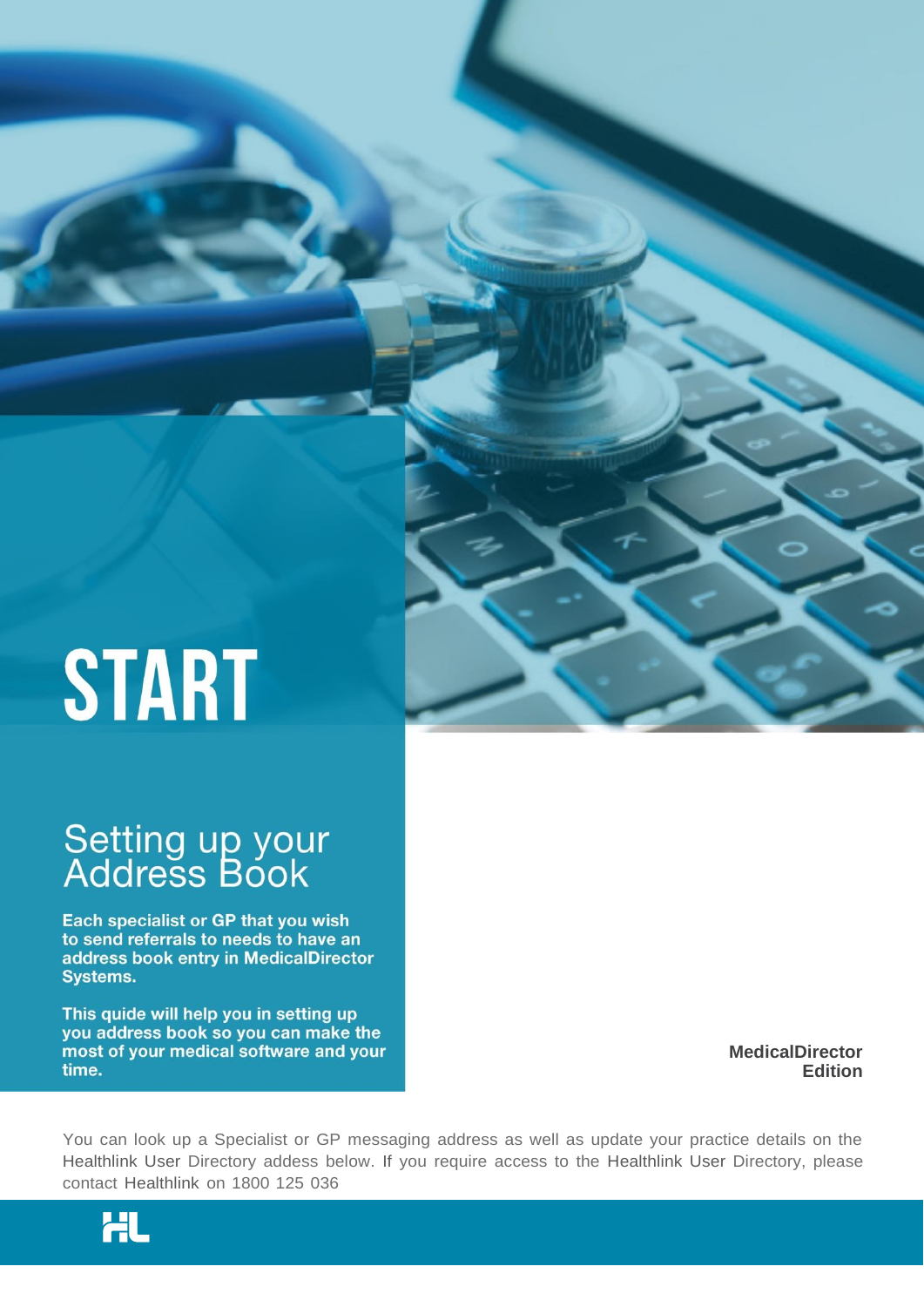# START

## Setting up your Address Book

**Each specialist or GP that you wish to send referrals to needs to have an address book entry in MedicalDirector Systems.**

**This quide will help you in setting up you address book so you can make the most of your medical software and your time.**

**MedicalDirector Edition**

You can look up a Specialist or GP messaging address as well as update your practice details on the Healthlink User Directory address below. If you require access to the Healthlink User Directory, please contact Healthlink on 1800 125 036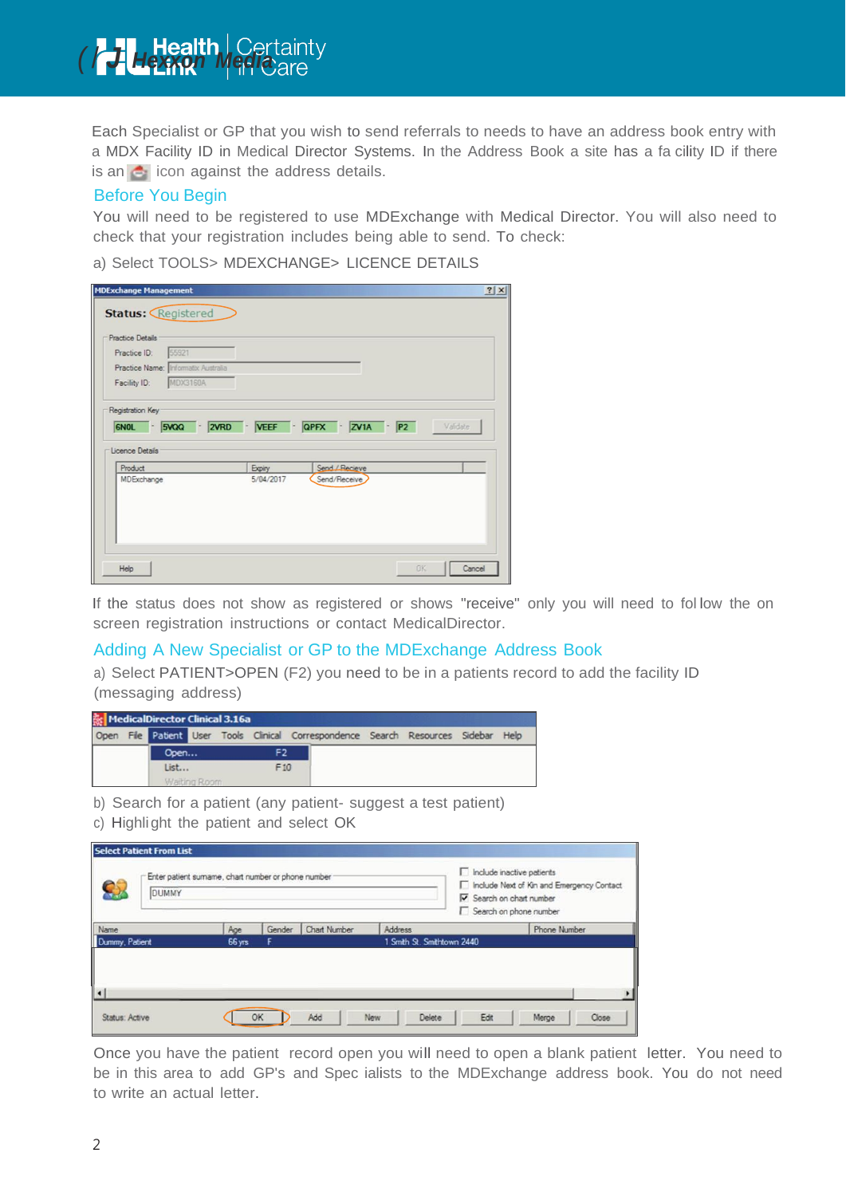Each Specialist or GP that you wish to send referrals to needs to have an address book entry with a MDX Facility ID in Medical Director Systems. In the Address Book a site has a facility ID if there is an icon against the address details.

## Before You Begin

You will need to be registered to use MDExchange with Medical Director. You will also need to check that your registration includes being able to send. To check:

a) Select TOOLS> MDEXCHANGE> LICENCE DETAILS

If the status does not show as registered or shows "receive" only you will need to follow the on screen registration instructions or contact MedicalDirector.

## Adding A New Specialist or GP to the MDExchange Address Book

a) Select PATIENT>OPEN (F2) you need to be in a patients record to add the facility ID (messaging address)

b) Search for a patient (any patient- suggest a test patient)
c) Highlight the patient and select OK

Once you have the patient record open you will need to open a blank patient letter. You need to be in this area to add GP's and Specialists to the MDExchange address book. You do not need to write an actual letter.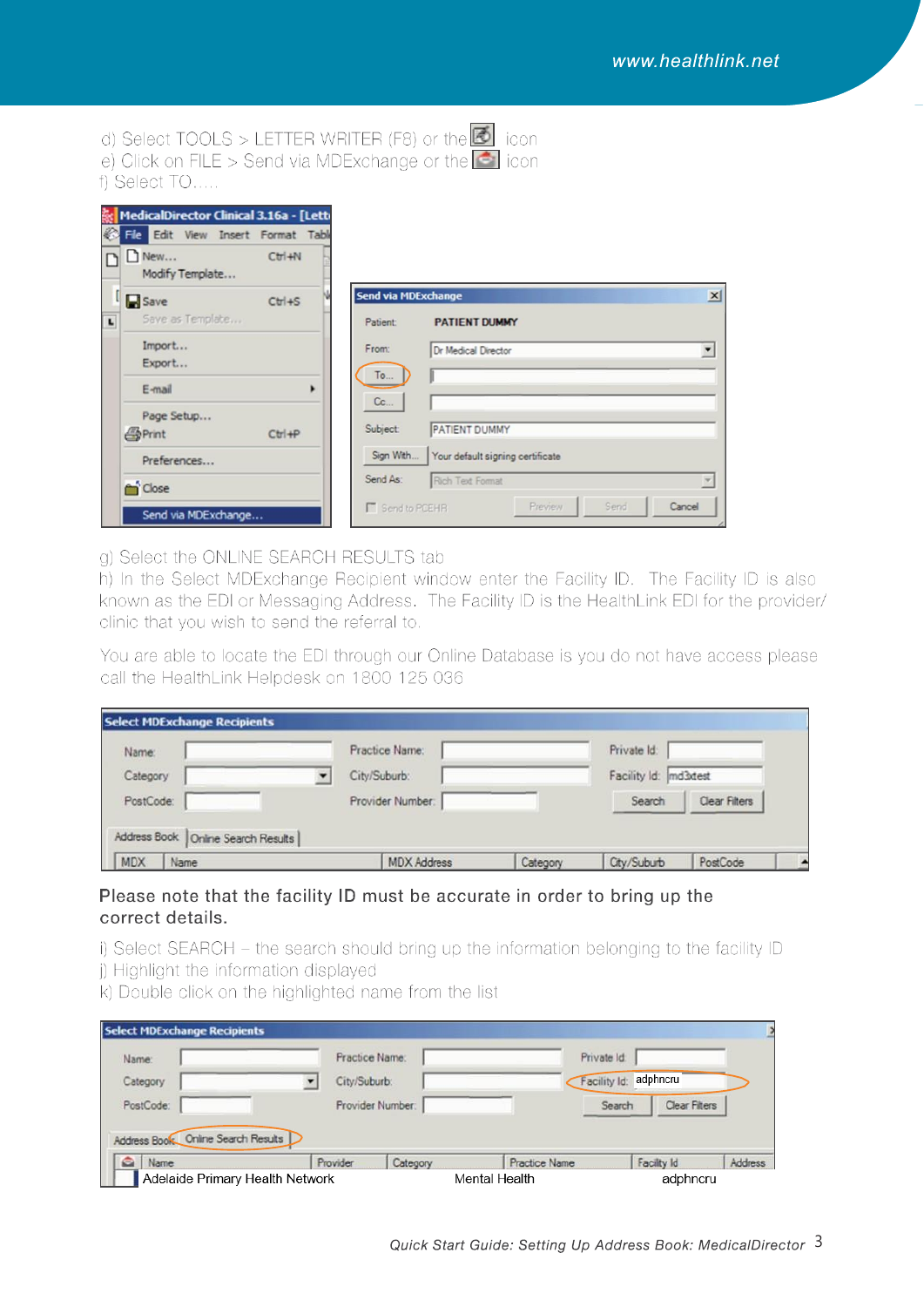d) Select TOOLS > LETTER WRITER (F8) or the icon
e) Click on FILE > Send via MDExchange or the icon
f) Select TO.....

g) Select the ONLINE SEARCH RESULTS tab
h) In the Select MDExchange Recipient window enter the Facility ID. The Facility ID is also known as the EDI or Messaging Address. The Facility ID is the HealthLink EDI for the provider/ clinic that you wish to send the referral to.

You are able to locate the EDI through our Online Database is you do not have access please call the HealthLink Helpdesk on 1800 125 036

Please note that the facility ID must be accurate in order to bring up the correct details.

i) Select SEARCH – the search should bring up the information belonging to the facility ID
j) Highlight the information displayed
k) Double click on the highlighted name from the list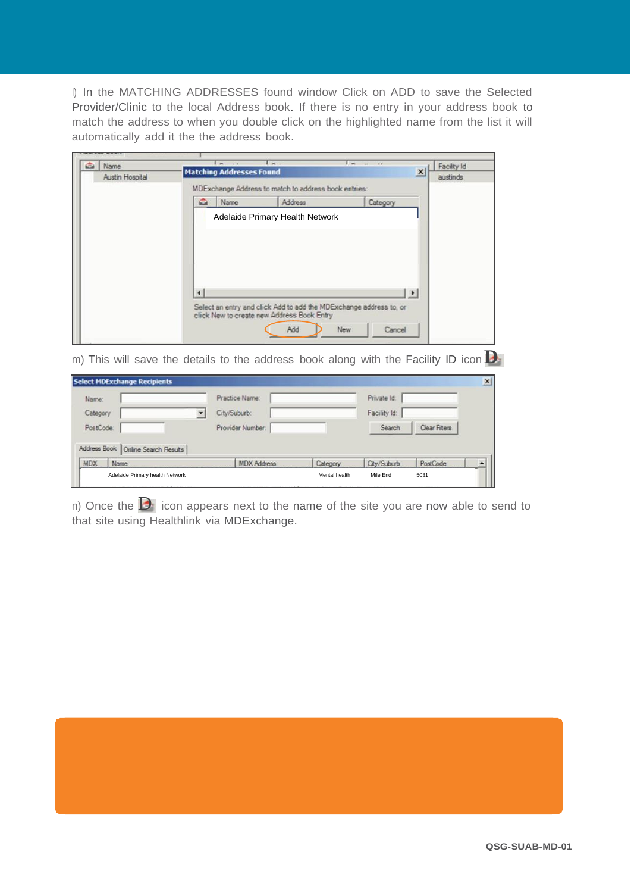l) In the MATCHING ADDRESSES found window Click on ADD to save the Selected Provider/Clinic to the local Address book. If there is no entry in your address book to match the address to when you double click on the highlighted name from the list it will automatically add it the the address book.

m) This will save the details to the address book along with the Facility ID icon

n) Once the icon appears next to the name of the site you are now able to send to that site using Healthlink via MDExchange.